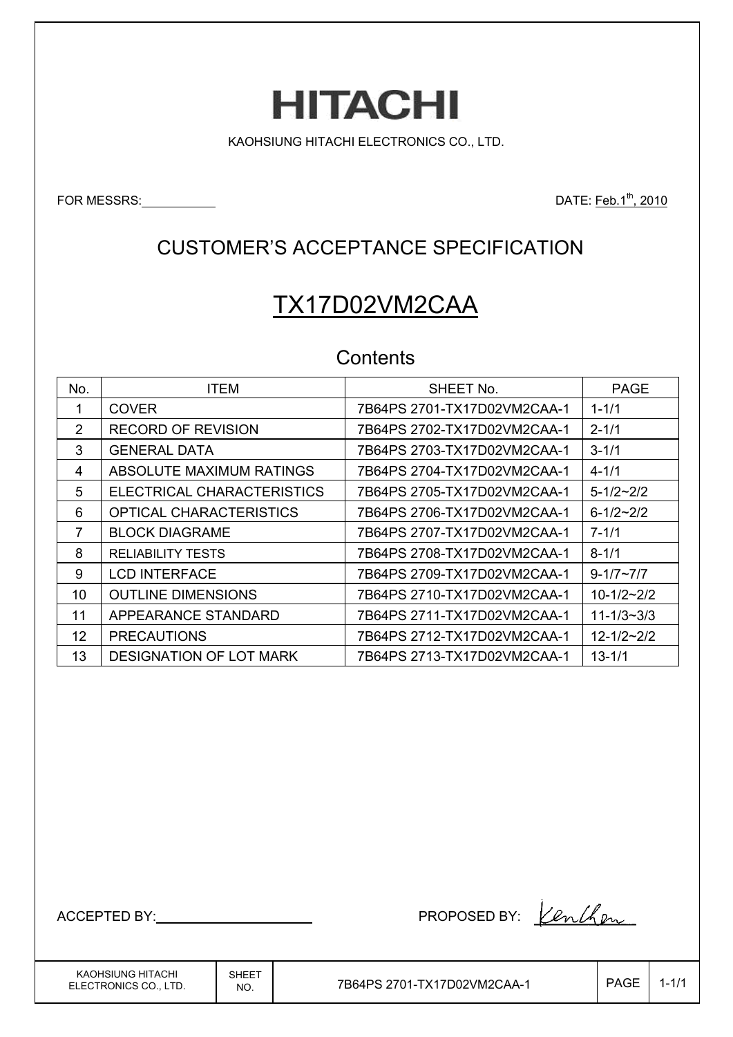# HITACHI

KAOHSIUNG HITACHI ELECTRONICS CO., LTD.

FOR MESSRS: \_\_\_\_\_\_\_\_\_\_

DATE: Feb.1th, 2010

## CUSTOMER'S ACCEPTANCE SPECIFICATION

# TX17D02VM2CAA

## Contents

| No. | ITEM | SHEET No. | PAGE |
|---|---|---|---|
| 1 | COVER | 7B64PS 2701-TX17D02VM2CAA-1 | 1-1/1 |
| 2 | RECORD OF REVISION | 7B64PS 2702-TX17D02VM2CAA-1 | 2-1/1 |
| 3 | GENERAL DATA | 7B64PS 2703-TX17D02VM2CAA-1 | 3-1/1 |
| 4 | ABSOLUTE MAXIMUM RATINGS | 7B64PS 2704-TX17D02VM2CAA-1 | 4-1/1 |
| 5 | ELECTRICAL CHARACTERISTICS | 7B64PS 2705-TX17D02VM2CAA-1 | 5-1/2~2/2 |
| 6 | OPTICAL CHARACTERISTICS | 7B64PS 2706-TX17D02VM2CAA-1 | 6-1/2~2/2 |
| 7 | BLOCK DIAGRAME | 7B64PS 2707-TX17D02VM2CAA-1 | 7-1/1 |
| 8 | RELIABILITY TESTS | 7B64PS 2708-TX17D02VM2CAA-1 | 8-1/1 |
| 9 | LCD INTERFACE | 7B64PS 2709-TX17D02VM2CAA-1 | 9-1/7~7/7 |
| 10 | OUTLINE DIMENSIONS | 7B64PS 2710-TX17D02VM2CAA-1 | 10-1/2~2/2 |
| 11 | APPEARANCE STANDARD | 7B64PS 2711-TX17D02VM2CAA-1 | 11-1/3~3/3 |
| 12 | PRECAUTIONS | 7B64PS 2712-TX17D02VM2CAA-1 | 12-1/2~2/2 |
| 13 | DESIGNATION OF LOT MARK | 7B64PS 2713-TX17D02VM2CAA-1 | 13-1/1 |

ACCEPTED BY: \_\_\_\_\_\_\_\_\_\_\_\_\_\_\_\_\_\_\_\_

PROPOSED BY: KenChen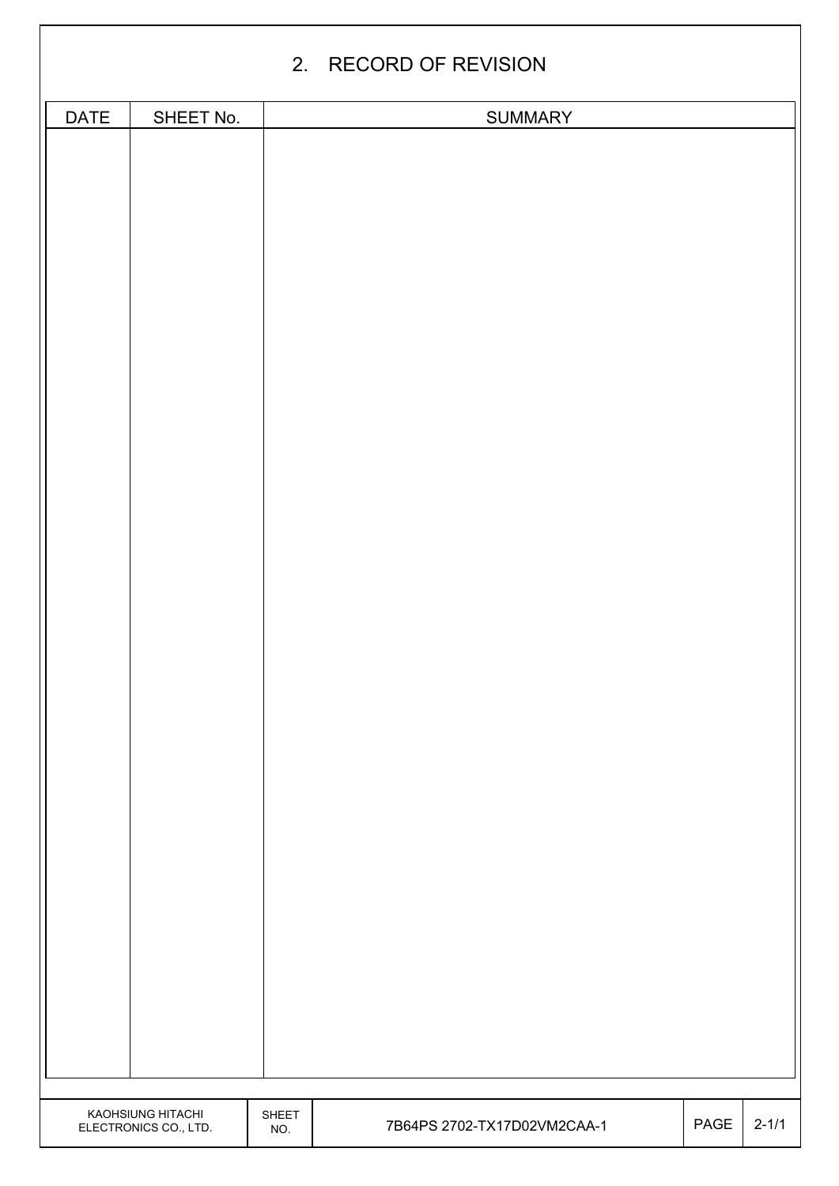## 2. RECORD OF REVISION

| DATE | SHEET No. | SUMMARY |
|---|---|---|
| | | |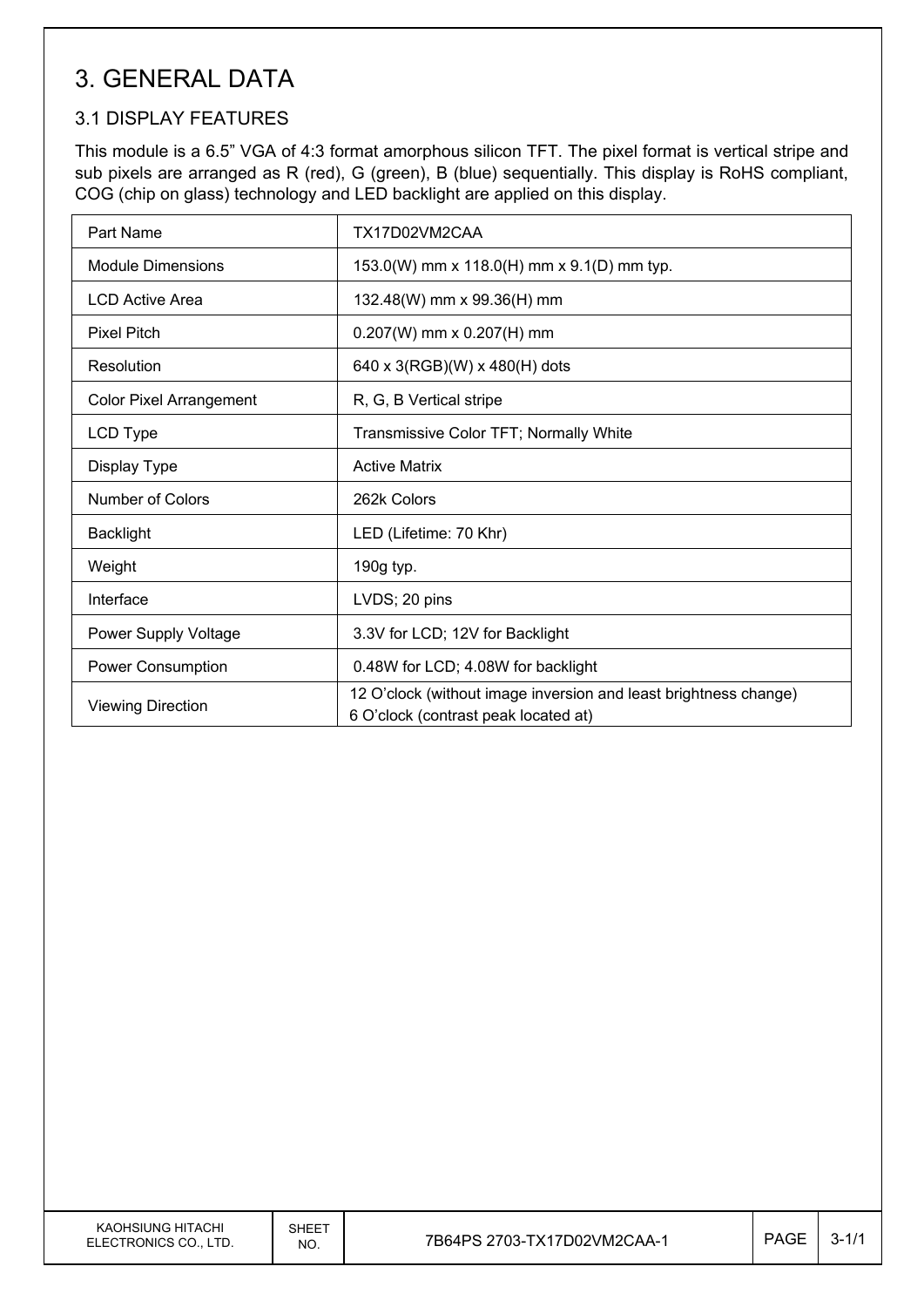# 3. GENERAL DATA

## 3.1 DISPLAY FEATURES

This module is a 6.5" VGA of 4:3 format amorphous silicon TFT. The pixel format is vertical stripe and sub pixels are arranged as R (red), G (green), B (blue) sequentially. This display is RoHS compliant, COG (chip on glass) technology and LED backlight are applied on this display.

| Part Name | TX17D02VM2CAA |
|---|---|
| Module Dimensions | 153.0(W) mm x 118.0(H) mm x 9.1(D) mm typ. |
| LCD Active Area | 132.48(W) mm x 99.36(H) mm |
| Pixel Pitch | 0.207(W) mm x 0.207(H) mm |
| Resolution | 640 x 3(RGB)(W) x 480(H) dots |
| Color Pixel Arrangement | R, G, B Vertical stripe |
| LCD Type | Transmissive Color TFT; Normally White |
| Display Type | Active Matrix |
| Number of Colors | 262k Colors |
| Backlight | LED (Lifetime: 70 Khr) |
| Weight | 190g typ. |
| Interface | LVDS; 20 pins |
| Power Supply Voltage | 3.3V for LCD; 12V for Backlight |
| Power Consumption | 0.48W for LCD; 4.08W for backlight |
| Viewing Direction | 12 O'clock (without image inversion and least brightness change)<br>6 O'clock (contrast peak located at) |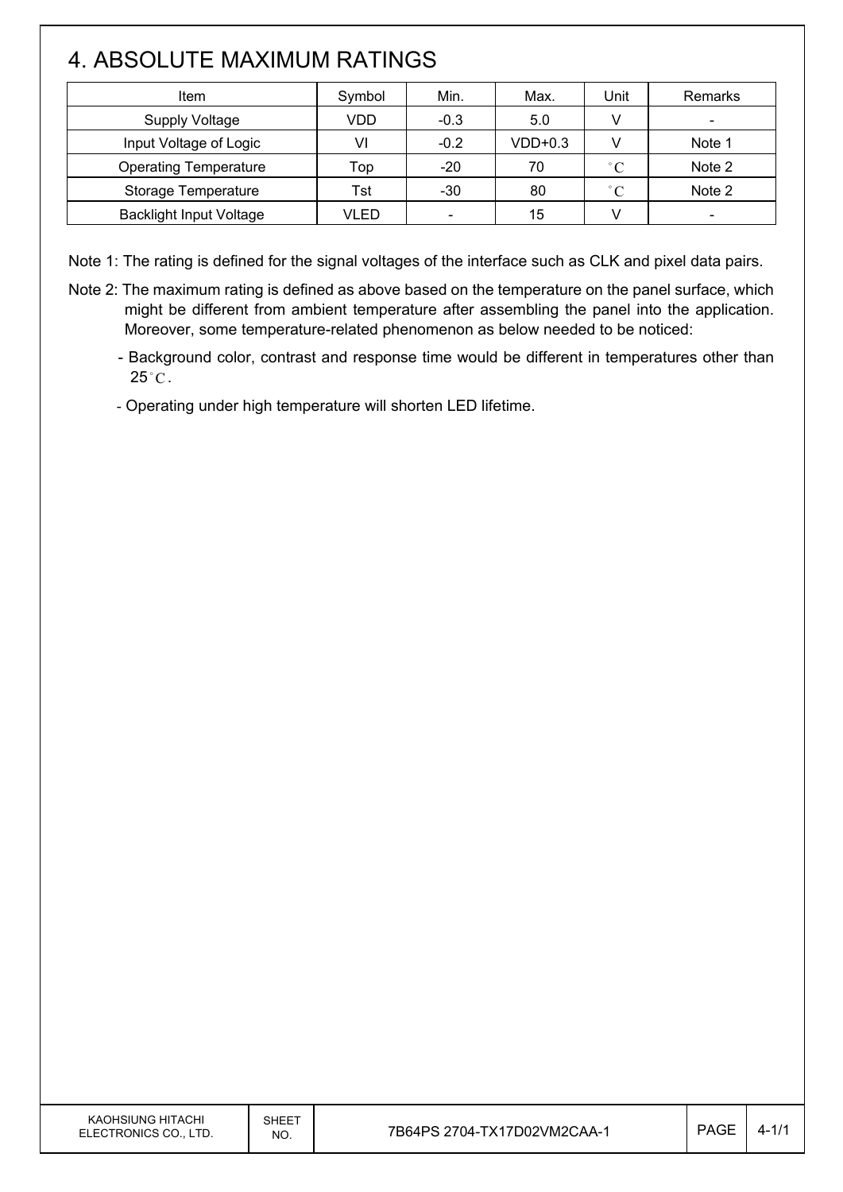# 4. ABSOLUTE MAXIMUM RATINGS

| Item | Symbol | Min. | Max. | Unit | Remarks |
|---|---|---|---|---|---|
| Supply Voltage | VDD | -0.3 | 5.0 | V | - |
| Input Voltage of Logic | VI | -0.2 | VDD+0.3 | V | Note 1 |
| Operating Temperature | Top | -20 | 70 | °C | Note 2 |
| Storage Temperature | Tst | -30 | 80 | °C | Note 2 |
| Backlight Input Voltage | VLED | - | 15 | V | - |

Note 1: The rating is defined for the signal voltages of the interface such as CLK and pixel data pairs.

Note 2: The maximum rating is defined as above based on the temperature on the panel surface, which might be different from ambient temperature after assembling the panel into the application. Moreover, some temperature-related phenomenon as below needed to be noticed:

- Background color, contrast and response time would be different in temperatures other than 25°C.
- Operating under high temperature will shorten LED lifetime.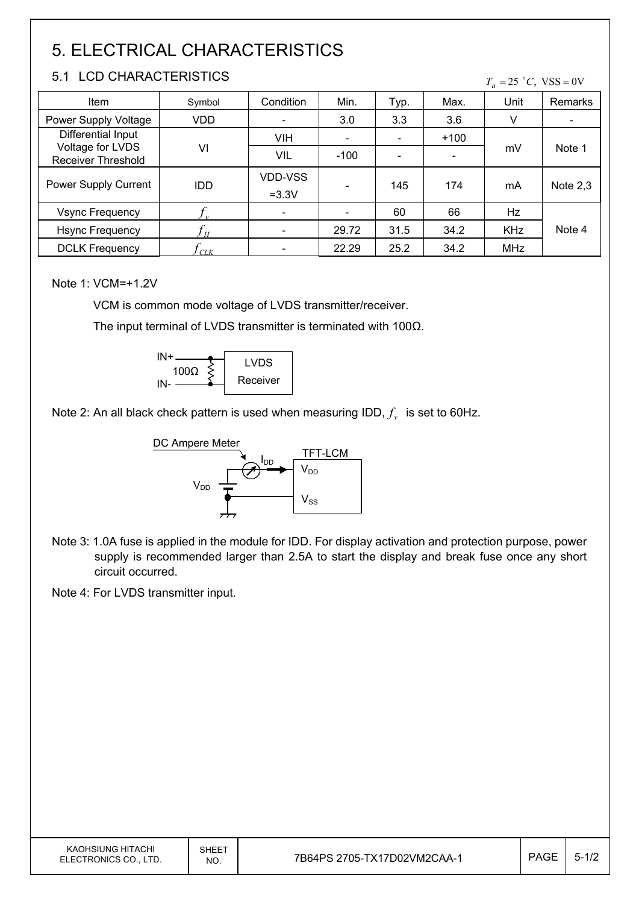# 5. ELECTRICAL CHARACTERISTICS

## 5.1 LCD CHARACTERISTICS

$T_a = 25\ ^\circ C,\ \mathrm{VSS} = 0\mathrm{V}$

| Item | Symbol | Condition | Min. | Typ. | Max. | Unit | Remarks |
|---|---|---|---|---|---|---|---|
| Power Supply Voltage | VDD | - | 3.0 | 3.3 | 3.6 | V | - |
| Differential Input Voltage for LVDS Receiver Threshold | VI | VIH | - | - | +100 | mV | Note 1 |
| | | VIL | -100 | - | - | | |
| Power Supply Current | IDD | VDD-VSS =3.3V | - | 145 | 174 | mA | Note 2,3 |
| Vsync Frequency | $f_v$ | - | - | 60 | 66 | Hz | Note 4 |
| Hsync Frequency | $f_H$ | - | 29.72 | 31.5 | 34.2 | KHz | |
| DCLK Frequency | $f_{CLK}$ | - | 22.29 | 25.2 | 34.2 | MHz | |

Note 1: VCM=+1.2V

VCM is common mode voltage of LVDS transmitter/receiver.

The input terminal of LVDS transmitter is terminated with 100Ω.

Note 2: An all black check pattern is used when measuring IDD, $f_v$ is set to 60Hz.

Note 3: 1.0A fuse is applied in the module for IDD. For display activation and protection purpose, power supply is recommended larger than 2.5A to start the display and break fuse once any short circuit occurred.

Note 4: For LVDS transmitter input.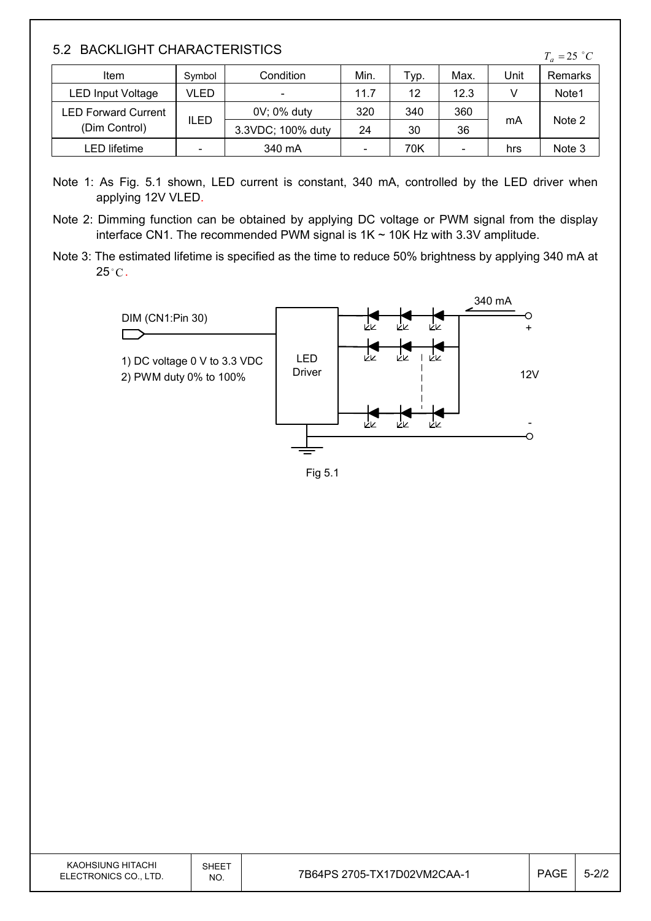## 5.2 BACKLIGHT CHARACTERISTICS

$T_a = 25\ ^{\circ}C$

| Item | Symbol | Condition | Min. | Typ. | Max. | Unit | Remarks |
|---|---|---|---|---|---|---|---|
| LED Input Voltage | VLED | - | 11.7 | 12 | 12.3 | V | Note1 |
| LED Forward Current (Dim Control) | ILED | 0V; 0% duty | 320 | 340 | 360 | mA | Note 2 |
| | | 3.3VDC; 100% duty | 24 | 30 | 36 | | |
| LED lifetime | - | 340 mA | - | 70K | - | hrs | Note 3 |

Note 1: As Fig. 5.1 shown, LED current is constant, 340 mA, controlled by the LED driver when applying 12V VLED.

Note 2: Dimming function can be obtained by applying DC voltage or PWM signal from the display interface CN1. The recommended PWM signal is 1K ~ 10K Hz with 3.3V amplitude.

Note 3: The estimated lifetime is specified as the time to reduce 50% brightness by applying 340 mA at 25°C.

DIM (CN1:Pin 30)

1) DC voltage 0 V to 3.3 VDC
2) PWM duty 0% to 100%

LED Driver

340 mA

+

12V

-

Fig 5.1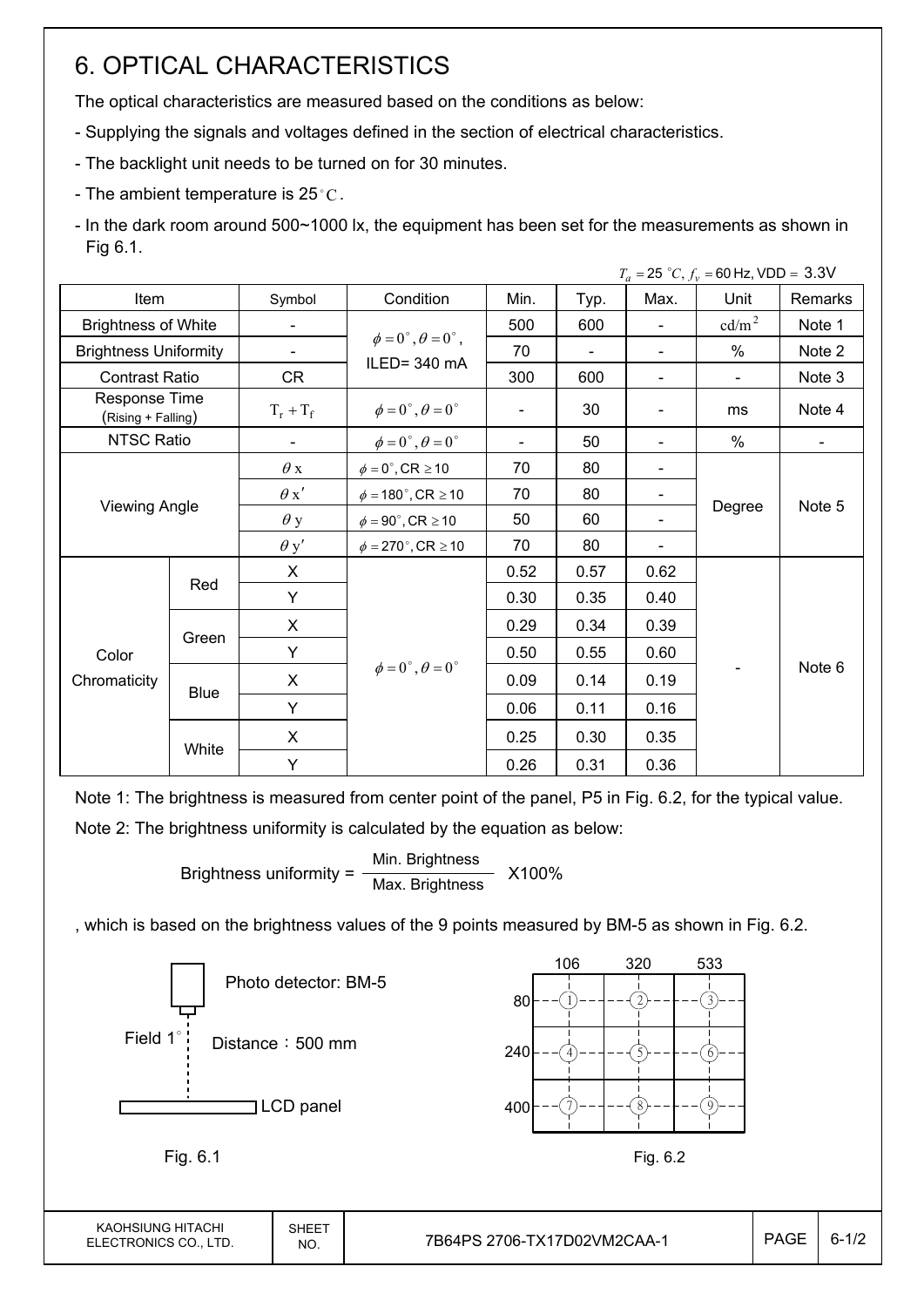# 6. OPTICAL CHARACTERISTICS

The optical characteristics are measured based on the conditions as below:

- Supplying the signals and voltages defined in the section of electrical characteristics.
- The backlight unit needs to be turned on for 30 minutes.
- The ambient temperature is 25°C.
- In the dark room around 500~1000 lx, the equipment has been set for the measurements as shown in Fig 6.1.

$T_a = 25\ ^\circ C$, $f_v = 60$ Hz, VDD = 3.3V

| Item | | Symbol | Condition | Min. | Typ. | Max. | Unit | Remarks |
|---|---|---|---|---|---|---|---|---|
| Brightness of White | | - | $\phi = 0^\circ, \theta = 0^\circ$, ILED= 340 mA | 500 | 600 | - | $cd/m^2$ | Note 1 |
| Brightness Uniformity | | - | | 70 | - | - | % | Note 2 |
| Contrast Ratio | | CR | | 300 | 600 | - | - | Note 3 |
| Response Time (Rising + Falling) | | $T_r + T_f$ | $\phi = 0^\circ, \theta = 0^\circ$ | - | 30 | - | ms | Note 4 |
| NTSC Ratio | | - | $\phi = 0^\circ, \theta = 0^\circ$ | - | 50 | - | % | - |
| Viewing Angle | | $\theta x$ | $\phi = 0^\circ$, CR $\geq 10$ | 70 | 80 | - | Degree | Note 5 |
| | | $\theta x'$ | $\phi = 180^\circ$, CR $\geq 10$ | 70 | 80 | - | | |
| | | $\theta y$ | $\phi = 90^\circ$, CR $\geq 10$ | 50 | 60 | - | | |
| | | $\theta y'$ | $\phi = 270^\circ$, CR $\geq 10$ | 70 | 80 | - | | |
| Color Chromaticity | Red | X | $\phi = 0^\circ, \theta = 0^\circ$ | 0.52 | 0.57 | 0.62 | - | Note 6 |
| | | Y | | 0.30 | 0.35 | 0.40 | | |
| | Green | X | | 0.29 | 0.34 | 0.39 | | |
| | | Y | | 0.50 | 0.55 | 0.60 | | |
| | Blue | X | | 0.09 | 0.14 | 0.19 | | |
| | | Y | | 0.06 | 0.11 | 0.16 | | |
| | White | X | | 0.25 | 0.30 | 0.35 | | |
| | | Y | | 0.26 | 0.31 | 0.36 | | |

Note 1: The brightness is measured from center point of the panel, P5 in Fig. 6.2, for the typical value.

Note 2: The brightness uniformity is calculated by the equation as below:

$$\text{Brightness uniformity} = \frac{\text{Min. Brightness}}{\text{Max. Brightness}} \times 100\%$$

, which is based on the brightness values of the 9 points measured by BM-5 as shown in Fig. 6.2.

Photo detector: BM-5

Field 1°

Distance：500 mm

LCD panel

Fig. 6.1

| | 106 | 320 | 533 |
|---|---|---|---|
| 80 | ① | ② | ③ |
| 240 | ④ | ⑤ | ⑥ |
| 400 | ⑦ | ⑧ | ⑨ |

Fig. 6.2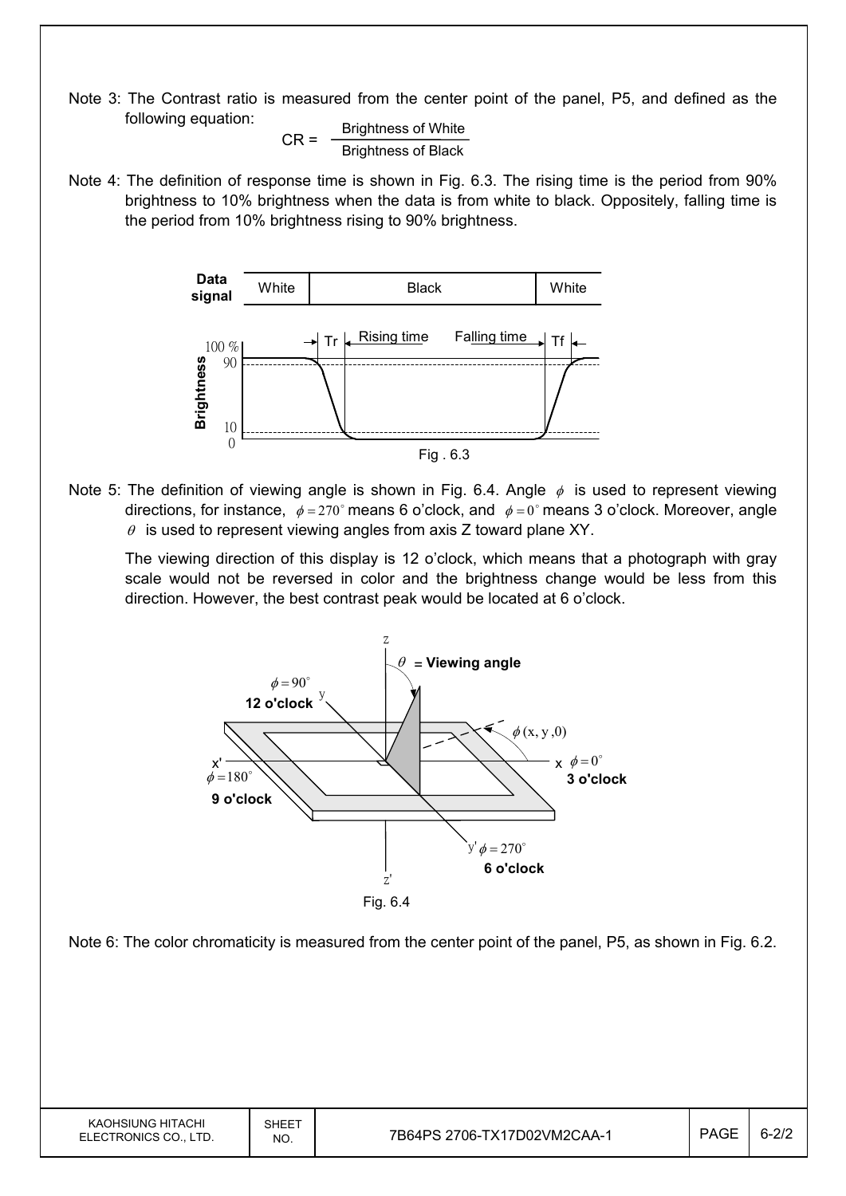Note 3: The Contrast ratio is measured from the center point of the panel, P5, and defined as the following equation:

$$CR = \frac{\text{Brightness of White}}{\text{Brightness of Black}}$$

Note 4: The definition of response time is shown in Fig. 6.3. The rising time is the period from 90% brightness to 10% brightness when the data is from white to black. Oppositely, falling time is the period from 10% brightness rising to 90% brightness.

Fig . 6.3

Note 5: The definition of viewing angle is shown in Fig. 6.4. Angle $\phi$ is used to represent viewing directions, for instance, $\phi = 270^\circ$ means 6 o'clock, and $\phi = 0^\circ$ means 3 o'clock. Moreover, angle $\theta$ is used to represent viewing angles from axis Z toward plane XY.

The viewing direction of this display is 12 o'clock, which means that a photograph with gray scale would not be reversed in color and the brightness change would be less from this direction. However, the best contrast peak would be located at 6 o'clock.

Fig. 6.4

Note 6: The color chromaticity is measured from the center point of the panel, P5, as shown in Fig. 6.2.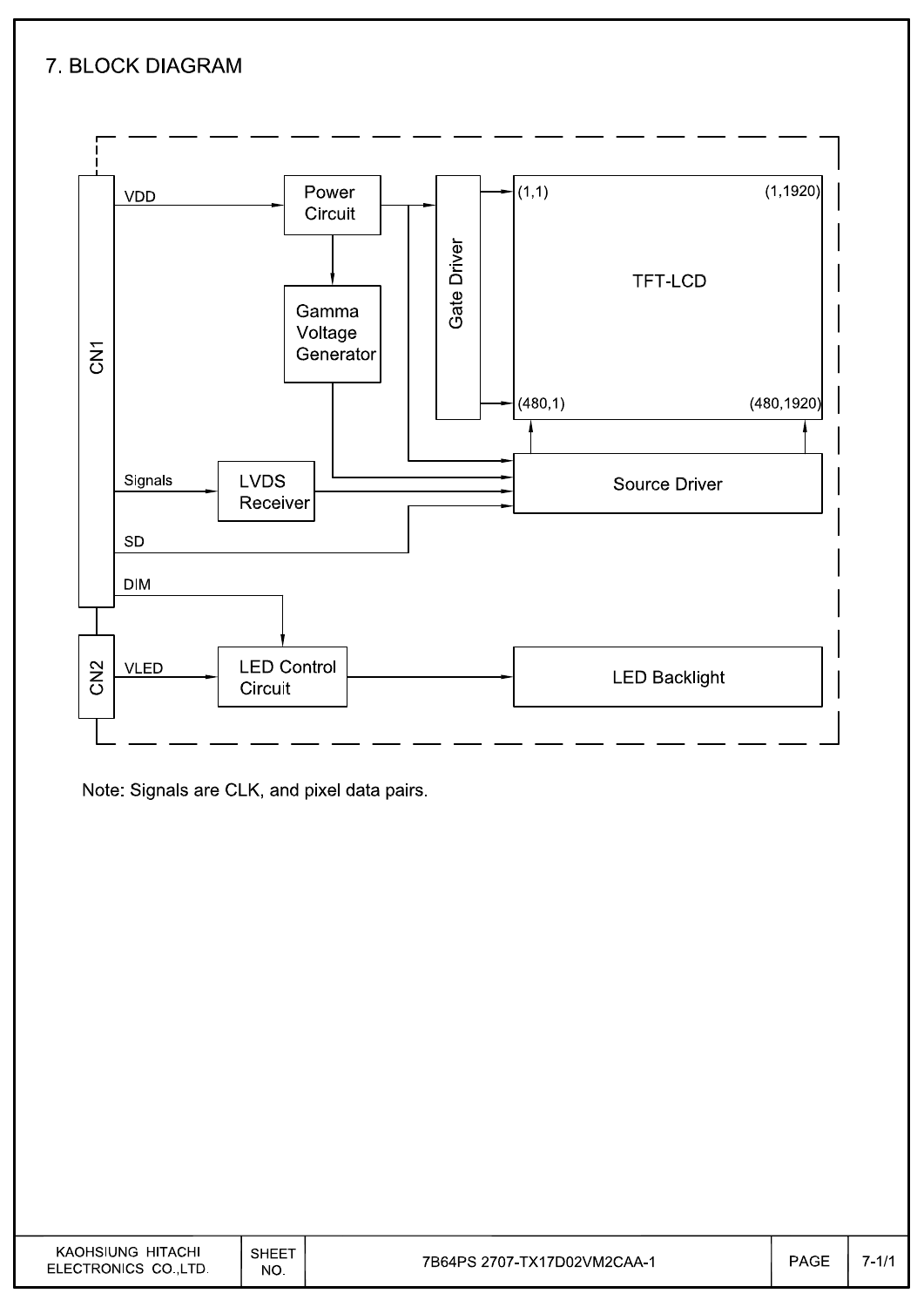## 7. BLOCK DIAGRAM

Note: Signals are CLK, and pixel data pairs.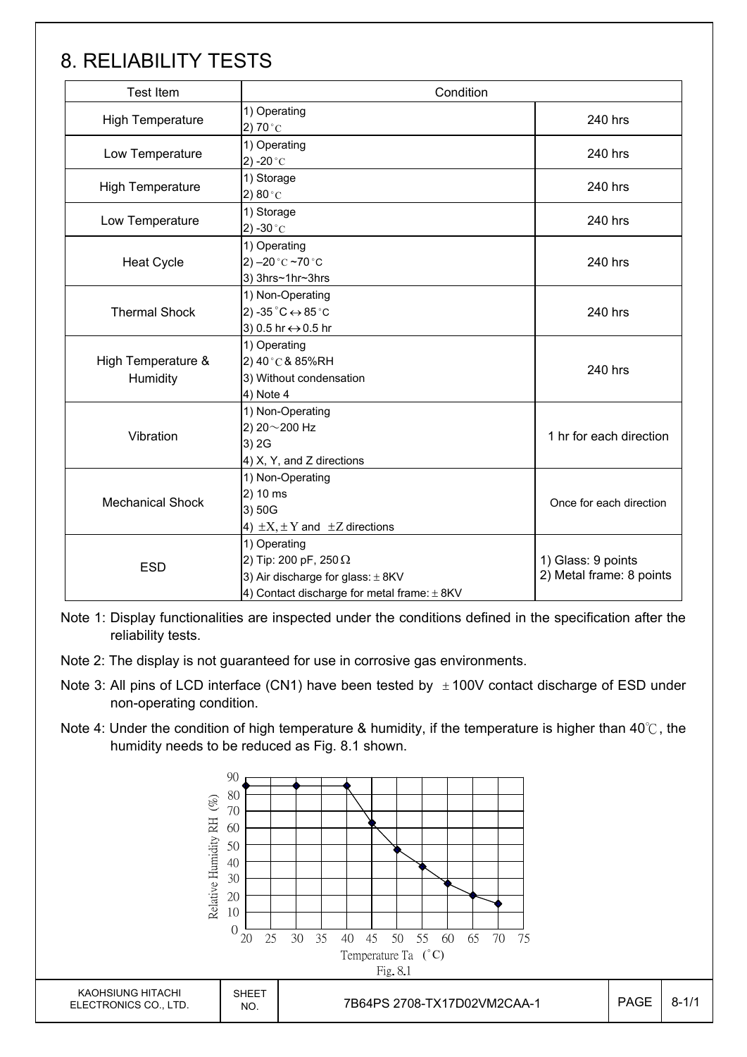# 8. RELIABILITY TESTS

| Test Item | Condition | |
|---|---|---|
| High Temperature | 1) Operating<br>2) 70°C | 240 hrs |
| Low Temperature | 1) Operating<br>2) -20°C | 240 hrs |
| High Temperature | 1) Storage<br>2) 80°C | 240 hrs |
| Low Temperature | 1) Storage<br>2) -30°C | 240 hrs |
| Heat Cycle | 1) Operating<br>2) –20°C ~70°C<br>3) 3hrs~1hr~3hrs | 240 hrs |
| Thermal Shock | 1) Non-Operating<br>2) -35°C ↔ 85°C<br>3) 0.5 hr ↔ 0.5 hr | 240 hrs |
| High Temperature & Humidity | 1) Operating<br>2) 40°C & 85%RH<br>3) Without condensation<br>4) Note 4 | 240 hrs |
| Vibration | 1) Non-Operating<br>2) 20～200 Hz<br>3) 2G<br>4) X, Y, and Z directions | 1 hr for each direction |
| Mechanical Shock | 1) Non-Operating<br>2) 10 ms<br>3) 50G<br>4) ±X, ±Y and ±Z directions | Once for each direction |
| ESD | 1) Operating<br>2) Tip: 200 pF, 250 Ω<br>3) Air discharge for glass: ± 8KV<br>4) Contact discharge for metal frame: ± 8KV | 1) Glass: 9 points<br>2) Metal frame: 8 points |

Note 1: Display functionalities are inspected under the conditions defined in the specification after the reliability tests.

Note 2: The display is not guaranteed for use in corrosive gas environments.

Note 3: All pins of LCD interface (CN1) have been tested by ±100V contact discharge of ESD under non-operating condition.

Note 4: Under the condition of high temperature & humidity, if the temperature is higher than 40℃, the humidity needs to be reduced as Fig. 8.1 shown.

Fig. 8.1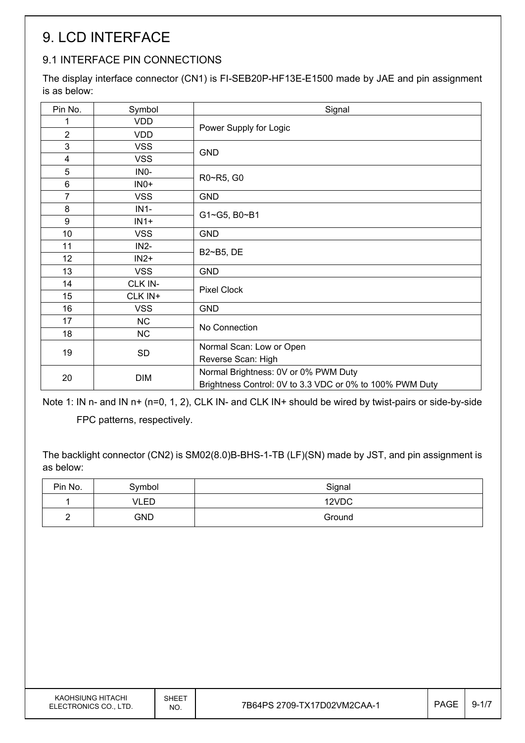# 9. LCD INTERFACE

## 9.1 INTERFACE PIN CONNECTIONS

The display interface connector (CN1) is FI-SEB20P-HF13E-E1500 made by JAE and pin assignment is as below:

| Pin No. | Symbol | Signal |
|---|---|---|
| 1 | VDD | Power Supply for Logic |
| 2 | VDD | |
| 3 | VSS | GND |
| 4 | VSS | |
| 5 | IN0- | R0~R5, G0 |
| 6 | IN0+ | |
| 7 | VSS | GND |
| 8 | IN1- | G1~G5, B0~B1 |
| 9 | IN1+ | |
| 10 | VSS | GND |
| 11 | IN2- | B2~B5, DE |
| 12 | IN2+ | |
| 13 | VSS | GND |
| 14 | CLK IN- | Pixel Clock |
| 15 | CLK IN+ | |
| 16 | VSS | GND |
| 17 | NC | No Connection |
| 18 | NC | |
| 19 | SD | Normal Scan: Low or Open<br>Reverse Scan: High |
| 20 | DIM | Normal Brightness: 0V or 0% PWM Duty<br>Brightness Control: 0V to 3.3 VDC or 0% to 100% PWM Duty |

Note 1: IN n- and IN n+ (n=0, 1, 2), CLK IN- and CLK IN+ should be wired by twist-pairs or side-by-side FPC patterns, respectively.

The backlight connector (CN2) is SM02(8.0)B-BHS-1-TB (LF)(SN) made by JST, and pin assignment is as below:

| Pin No. | Symbol | Signal |
|---|---|---|
| 1 | VLED | 12VDC |
| 2 | GND | Ground |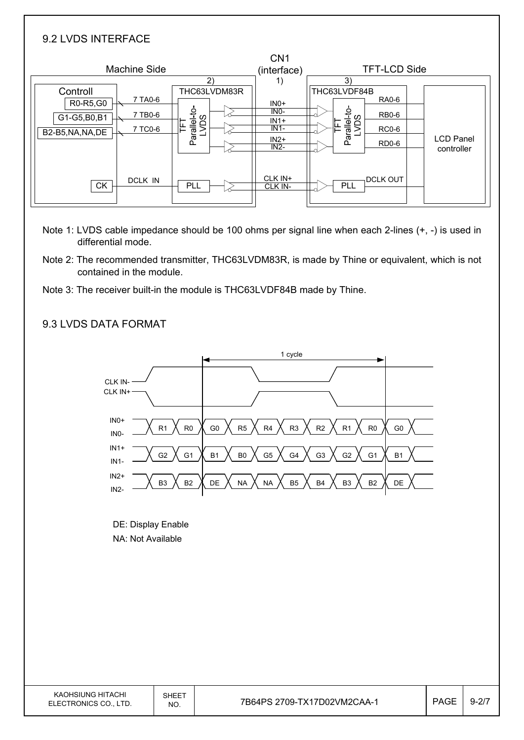## 9.2 LVDS INTERFACE

Machine Side | CN1 (interface) 1) | TFT-LCD Side

Controll: R0-R5,G0 — 7 TA0-6; G1-G5,B0,B1 — 7 TB0-6; B2-B5,NA,NA,DE — 7 TC0-6; CK — DCLK IN

2) THC63LVDM83R (TFT Parallel-to-LVDS, PLL) — IN0+, IN0-, IN1+, IN1-, IN2+, IN2-, CLK IN+, CLK IN- — 3) THC63LVDF84B (TFT Parallel-to-LVDS, PLL) — RA0-6, RB0-6, RC0-6, RD0-6, DCLK OUT — LCD Panel controller

Note 1: LVDS cable impedance should be 100 ohms per signal line when each 2-lines (+, -) is used in differential mode.

Note 2: The recommended transmitter, THC63LVDM83R, is made by Thine or equivalent, which is not contained in the module.

Note 3: The receiver built-in the module is THC63LVDF84B made by Thine.

## 9.3 LVDS DATA FORMAT

1 cycle

| Signal | | | | | | | | | | |
|---|---|---|---|---|---|---|---|---|---|---|
| CLK IN- / CLK IN+ | | | | | | | | | | |
| IN0+ / IN0- | R1 | R0 | G0 | R5 | R4 | R3 | R2 | R1 | R0 | G0 |
| IN1+ / IN1- | G2 | G1 | B1 | B0 | G5 | G4 | G3 | G2 | G1 | B1 |
| IN2+ / IN2- | B3 | B2 | DE | NA | NA | B5 | B4 | B3 | B2 | DE |

DE: Display Enable

NA: Not Available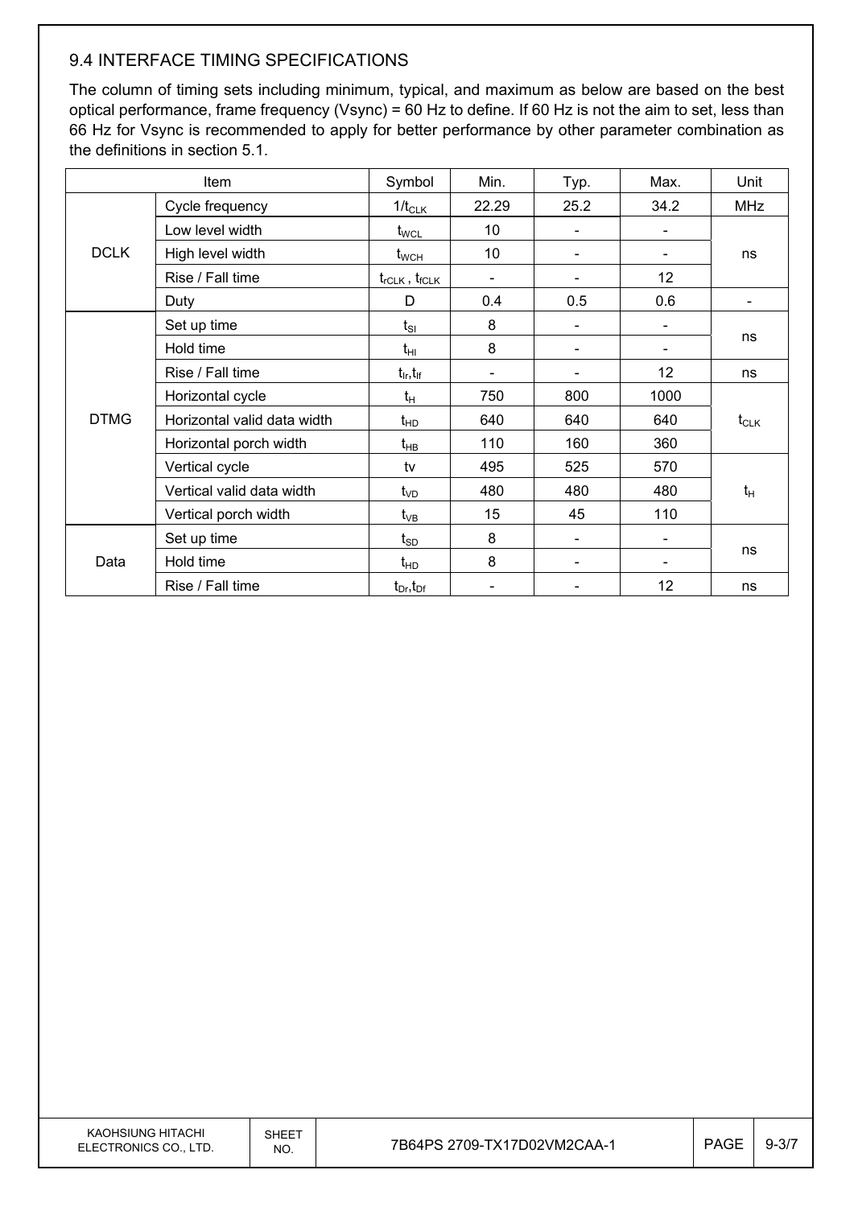## 9.4 INTERFACE TIMING SPECIFICATIONS

The column of timing sets including minimum, typical, and maximum as below are based on the best optical performance, frame frequency (Vsync) = 60 Hz to define. If 60 Hz is not the aim to set, less than 66 Hz for Vsync is recommended to apply for better performance by other parameter combination as the definitions in section 5.1.

| Item | | Symbol | Min. | Typ. | Max. | Unit |
|---|---|---|---|---|---|---|
| DCLK | Cycle frequency | $1/t_{CLK}$ | 22.29 | 25.2 | 34.2 | MHz |
| | Low level width | $t_{WCL}$ | 10 | - | - | ns |
| | High level width | $t_{WCH}$ | 10 | - | - | |
| | Rise / Fall time | $t_{rCLK}$ , $t_{fCLK}$ | - | - | 12 | |
| | Duty | D | 0.4 | 0.5 | 0.6 | - |
| DTMG | Set up time | $t_{SI}$ | 8 | - | - | ns |
| | Hold time | $t_{HI}$ | 8 | - | - | |
| | Rise / Fall time | $t_{Ir}$,$t_{If}$ | - | - | 12 | ns |
| | Horizontal cycle | $t_H$ | 750 | 800 | 1000 | $t_{CLK}$ |
| | Horizontal valid data width | $t_{HD}$ | 640 | 640 | 640 | |
| | Horizontal porch width | $t_{HB}$ | 110 | 160 | 360 | |
| | Vertical cycle | tv | 495 | 525 | 570 | $t_H$ |
| | Vertical valid data width | $t_{VD}$ | 480 | 480 | 480 | |
| | Vertical porch width | $t_{VB}$ | 15 | 45 | 110 | |
| Data | Set up time | $t_{SD}$ | 8 | - | - | ns |
| | Hold time | $t_{HD}$ | 8 | - | - | |
| | Rise / Fall time | $t_{Dr}$,$t_{Df}$ | - | - | 12 | ns |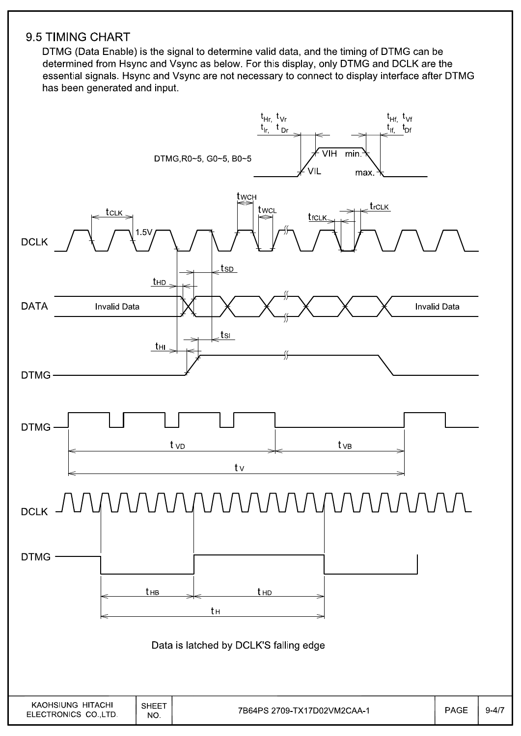## 9.5 TIMING CHART

DTMG (Data Enable) is the signal to determine valid data, and the timing of DTMG can be determined from Hsync and Vsync as below. For this display, only DTMG and DCLK are the essential signals. Hsync and Vsync are not necessary to connect to display interface after DTMG has been generated and input.

Data is latched by DCLK'S falling edge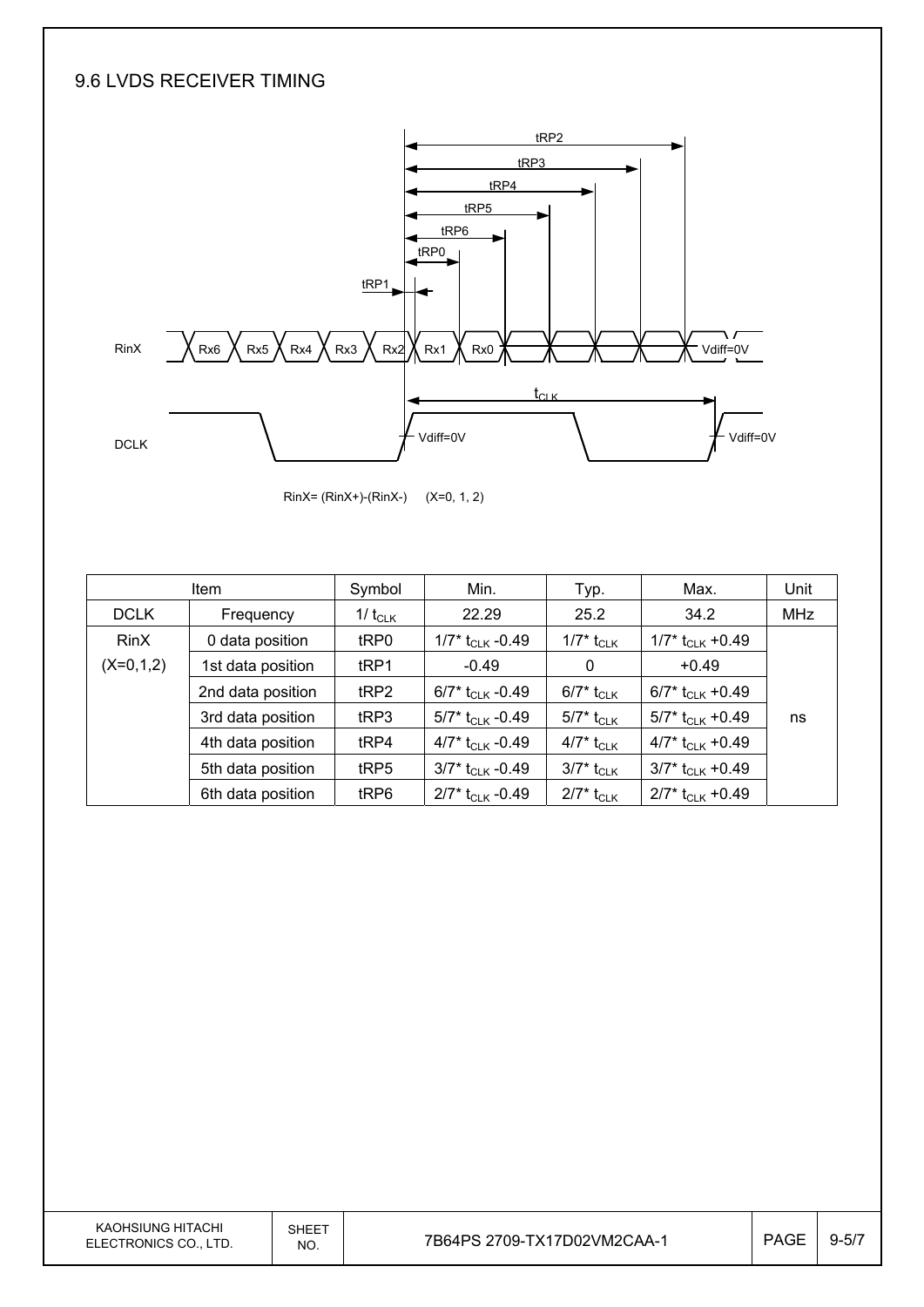## 9.6 LVDS RECEIVER TIMING

RinX= (RinX+)-(RinX-)　(X=0, 1, 2)

| Item | | Symbol | Min. | Typ. | Max. | Unit |
|---|---|---|---|---|---|---|
| DCLK | Frequency | $1/t_{CLK}$ | 22.29 | 25.2 | 34.2 | MHz |
| RinX (X=0,1,2) | 0 data position | tRP0 | $1/7^* t_{CLK}$ -0.49 | $1/7^* t_{CLK}$ | $1/7^* t_{CLK}$ +0.49 | ns |
| | 1st data position | tRP1 | -0.49 | 0 | +0.49 | |
| | 2nd data position | tRP2 | $6/7^* t_{CLK}$ -0.49 | $6/7^* t_{CLK}$ | $6/7^* t_{CLK}$ +0.49 | |
| | 3rd data position | tRP3 | $5/7^* t_{CLK}$ -0.49 | $5/7^* t_{CLK}$ | $5/7^* t_{CLK}$ +0.49 | |
| | 4th data position | tRP4 | $4/7^* t_{CLK}$ -0.49 | $4/7^* t_{CLK}$ | $4/7^* t_{CLK}$ +0.49 | |
| | 5th data position | tRP5 | $3/7^* t_{CLK}$ -0.49 | $3/7^* t_{CLK}$ | $3/7^* t_{CLK}$ +0.49 | |
| | 6th data position | tRP6 | $2/7^* t_{CLK}$ -0.49 | $2/7^* t_{CLK}$ | $2/7^* t_{CLK}$ +0.49 | |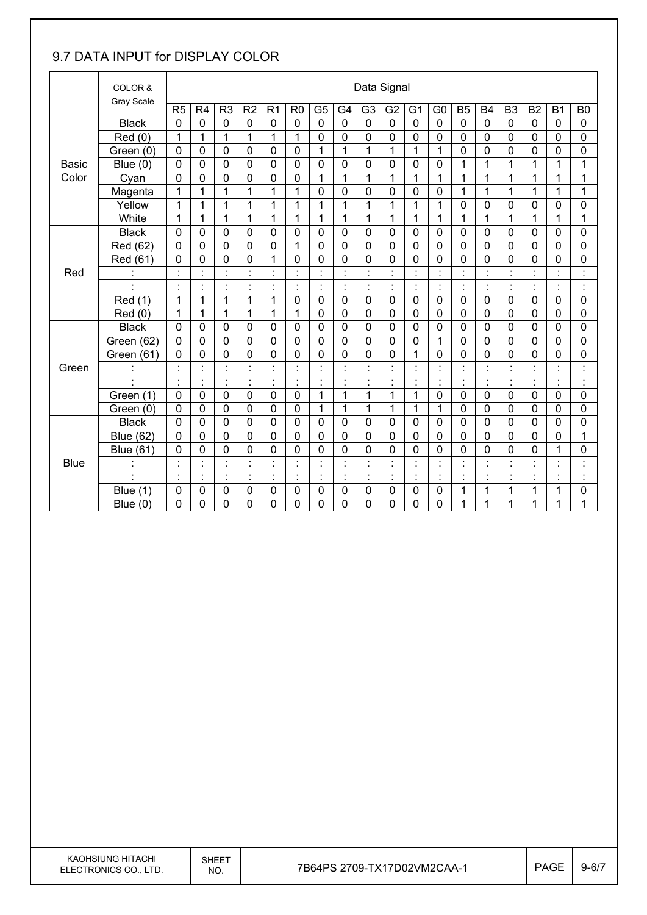## 9.7 DATA INPUT for DISPLAY COLOR

| | COLOR & Gray Scale | Data Signal | | | | | | | | | | | | | | | | | |
|---|---|---|---|---|---|---|---|---|---|---|---|---|---|---|---|---|---|---|---|
| | | R5 | R4 | R3 | R2 | R1 | R0 | G5 | G4 | G3 | G2 | G1 | G0 | B5 | B4 | B3 | B2 | B1 | B0 |
| Basic Color | Black | 0 | 0 | 0 | 0 | 0 | 0 | 0 | 0 | 0 | 0 | 0 | 0 | 0 | 0 | 0 | 0 | 0 | 0 |
| | Red (0) | 1 | 1 | 1 | 1 | 1 | 1 | 0 | 0 | 0 | 0 | 0 | 0 | 0 | 0 | 0 | 0 | 0 | 0 |
| | Green (0) | 0 | 0 | 0 | 0 | 0 | 0 | 1 | 1 | 1 | 1 | 1 | 1 | 0 | 0 | 0 | 0 | 0 | 0 |
| | Blue (0) | 0 | 0 | 0 | 0 | 0 | 0 | 0 | 0 | 0 | 0 | 0 | 0 | 1 | 1 | 1 | 1 | 1 | 1 |
| | Cyan | 0 | 0 | 0 | 0 | 0 | 0 | 1 | 1 | 1 | 1 | 1 | 1 | 1 | 1 | 1 | 1 | 1 | 1 |
| | Magenta | 1 | 1 | 1 | 1 | 1 | 1 | 0 | 0 | 0 | 0 | 0 | 0 | 1 | 1 | 1 | 1 | 1 | 1 |
| | Yellow | 1 | 1 | 1 | 1 | 1 | 1 | 1 | 1 | 1 | 1 | 1 | 1 | 0 | 0 | 0 | 0 | 0 | 0 |
| | White | 1 | 1 | 1 | 1 | 1 | 1 | 1 | 1 | 1 | 1 | 1 | 1 | 1 | 1 | 1 | 1 | 1 | 1 |
| Red | Black | 0 | 0 | 0 | 0 | 0 | 0 | 0 | 0 | 0 | 0 | 0 | 0 | 0 | 0 | 0 | 0 | 0 | 0 |
| | Red (62) | 0 | 0 | 0 | 0 | 0 | 1 | 0 | 0 | 0 | 0 | 0 | 0 | 0 | 0 | 0 | 0 | 0 | 0 |
| | Red (61) | 0 | 0 | 0 | 0 | 1 | 0 | 0 | 0 | 0 | 0 | 0 | 0 | 0 | 0 | 0 | 0 | 0 | 0 |
| | : | : | : | : | : | : | : | : | : | : | : | : | : | : | : | : | : | : | : |
| | : | : | : | : | : | : | : | : | : | : | : | : | : | : | : | : | : | : | : |
| | Red (1) | 1 | 1 | 1 | 1 | 1 | 0 | 0 | 0 | 0 | 0 | 0 | 0 | 0 | 0 | 0 | 0 | 0 | 0 |
| | Red (0) | 1 | 1 | 1 | 1 | 1 | 1 | 0 | 0 | 0 | 0 | 0 | 0 | 0 | 0 | 0 | 0 | 0 | 0 |
| Green | Black | 0 | 0 | 0 | 0 | 0 | 0 | 0 | 0 | 0 | 0 | 0 | 0 | 0 | 0 | 0 | 0 | 0 | 0 |
| | Green (62) | 0 | 0 | 0 | 0 | 0 | 0 | 0 | 0 | 0 | 0 | 0 | 1 | 0 | 0 | 0 | 0 | 0 | 0 |
| | Green (61) | 0 | 0 | 0 | 0 | 0 | 0 | 0 | 0 | 0 | 0 | 1 | 0 | 0 | 0 | 0 | 0 | 0 | 0 |
| | : | : | : | : | : | : | : | : | : | : | : | : | : | : | : | : | : | : | : |
| | : | : | : | : | : | : | : | : | : | : | : | : | : | : | : | : | : | : | : |
| | Green (1) | 0 | 0 | 0 | 0 | 0 | 0 | 1 | 1 | 1 | 1 | 1 | 0 | 0 | 0 | 0 | 0 | 0 | 0 |
| | Green (0) | 0 | 0 | 0 | 0 | 0 | 0 | 1 | 1 | 1 | 1 | 1 | 1 | 0 | 0 | 0 | 0 | 0 | 0 |
| Blue | Black | 0 | 0 | 0 | 0 | 0 | 0 | 0 | 0 | 0 | 0 | 0 | 0 | 0 | 0 | 0 | 0 | 0 | 0 |
| | Blue (62) | 0 | 0 | 0 | 0 | 0 | 0 | 0 | 0 | 0 | 0 | 0 | 0 | 0 | 0 | 0 | 0 | 0 | 1 |
| | Blue (61) | 0 | 0 | 0 | 0 | 0 | 0 | 0 | 0 | 0 | 0 | 0 | 0 | 0 | 0 | 0 | 0 | 1 | 0 |
| | : | : | : | : | : | : | : | : | : | : | : | : | : | : | : | : | : | : | : |
| | : | : | : | : | : | : | : | : | : | : | : | : | : | : | : | : | : | : | : |
| | Blue (1) | 0 | 0 | 0 | 0 | 0 | 0 | 0 | 0 | 0 | 0 | 0 | 0 | 1 | 1 | 1 | 1 | 1 | 0 |
| | Blue (0) | 0 | 0 | 0 | 0 | 0 | 0 | 0 | 0 | 0 | 0 | 0 | 0 | 1 | 1 | 1 | 1 | 1 | 1 |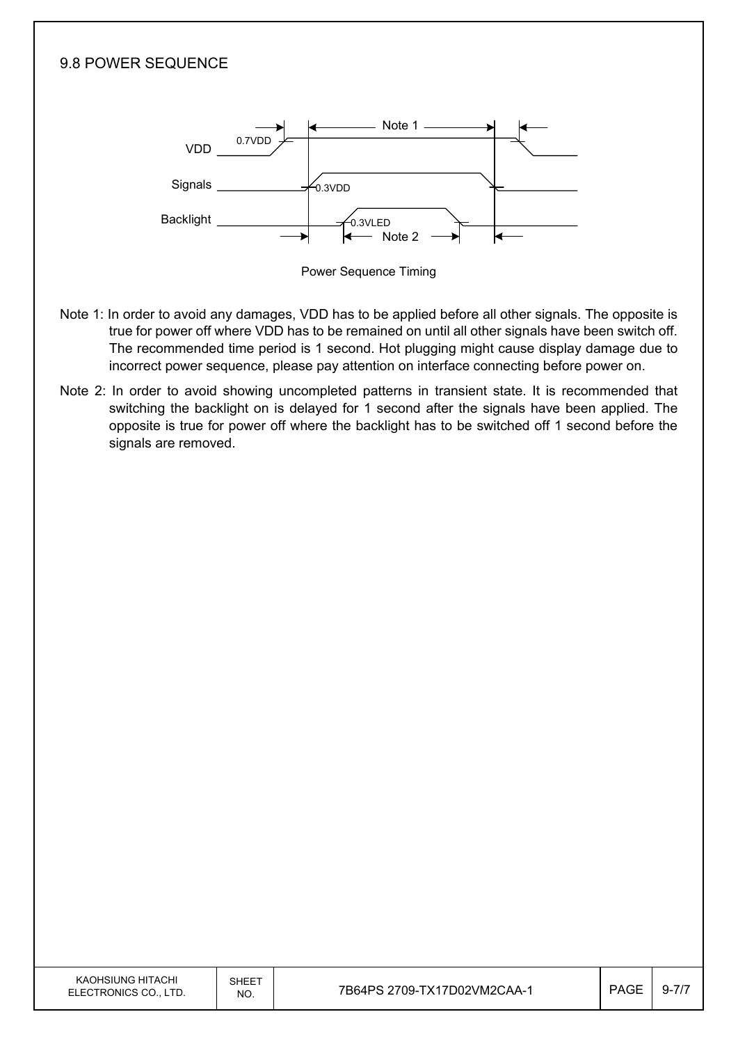## 9.8 POWER SEQUENCE

Power Sequence Timing

Note 1: In order to avoid any damages, VDD has to be applied before all other signals. The opposite is true for power off where VDD has to be remained on until all other signals have been switch off. The recommended time period is 1 second. Hot plugging might cause display damage due to incorrect power sequence, please pay attention on interface connecting before power on.

Note 2: In order to avoid showing uncompleted patterns in transient state. It is recommended that switching the backlight on is delayed for 1 second after the signals have been applied. The opposite is true for power off where the backlight has to be switched off 1 second before the signals are removed.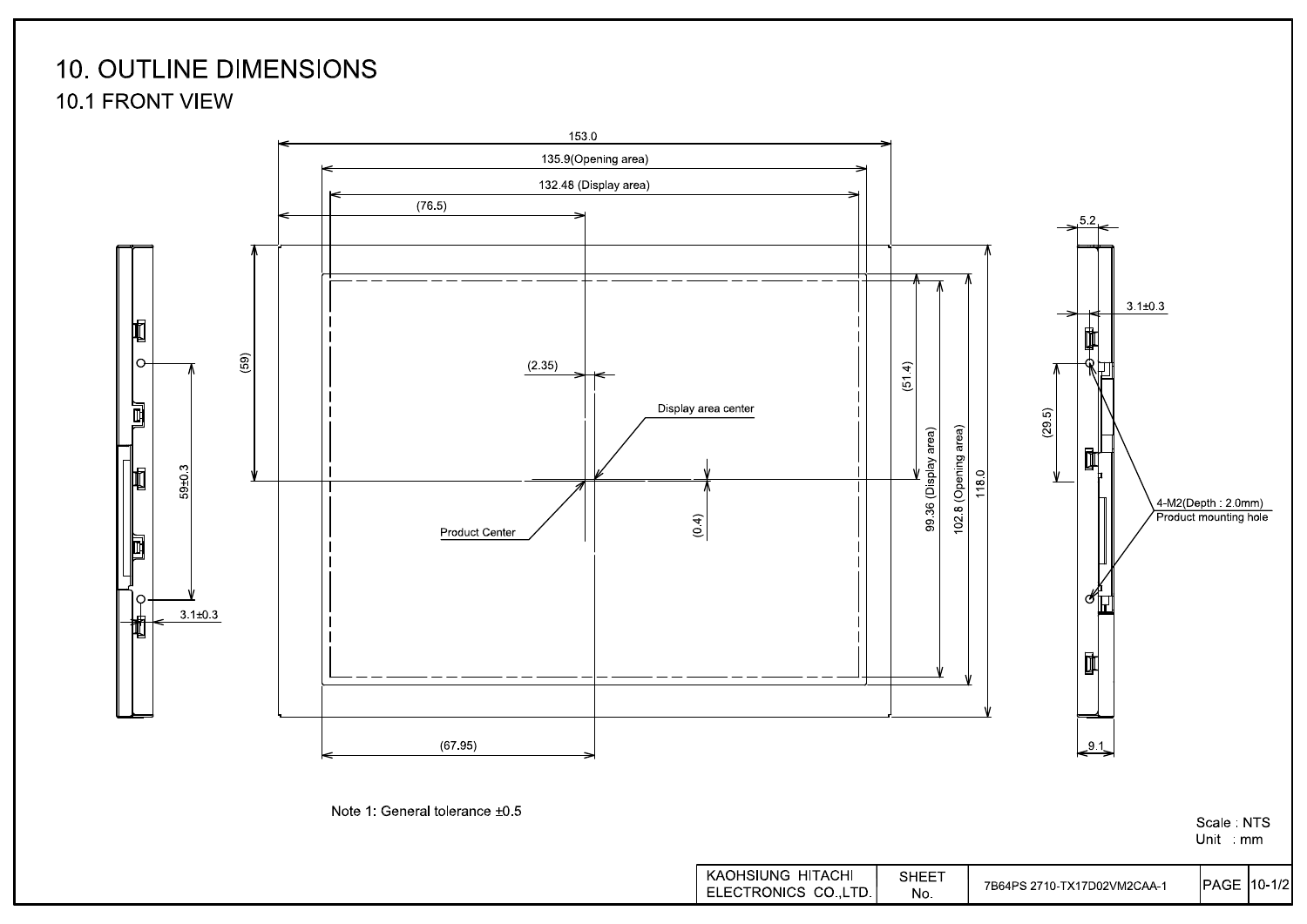# 10. OUTLINE DIMENSIONS

## 10.1 FRONT VIEW

153.0

135.9(Opening area)

132.48 (Display area)

(76.5)

(59)

(2.35)

Display area center

Product Center

(0.4)

(51.4)

99.36 (Display area)

102.8 (Opening area)

118.0

(67.95)

59±0.3

3.1±0.3

5.2

3.1±0.3

(29.5)

4-M2(Depth : 2.0mm)
Product mounting hole

9.1

Note 1: General tolerance ±0.5

Scale : NTS
Unit : mm

| KAOHSIUNG HITACHI ELECTRONICS CO.,LTD. | SHEET No. | 7B64PS 2710-TX17D02VM2CAA-1 | PAGE | 10-1/2 |
|---|---|---|---|---|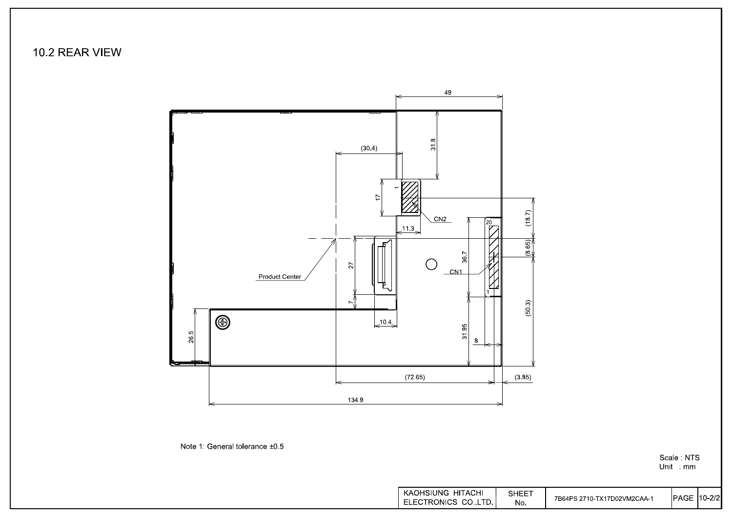## 10.2 REAR VIEW

49

31.8

(30.4)

17

1

CN2

11.3

(18.7)

20

(8.65)

36.7

27

Product Center

CN1

7

1

(50.3)

10.4

26.5

31.95

8

(72.65)

(3.85)

134.9

Note 1: General tolerance ±0.5

Scale : NTS
Unit : mm

| KAOHSIUNG HITACHI ELECTRONICS CO.,LTD. | SHEET No. | 7B64PS 2710-TX17D02VM2CAA-1 | PAGE | 10-2/2 |
| --- | --- | --- | --- | --- |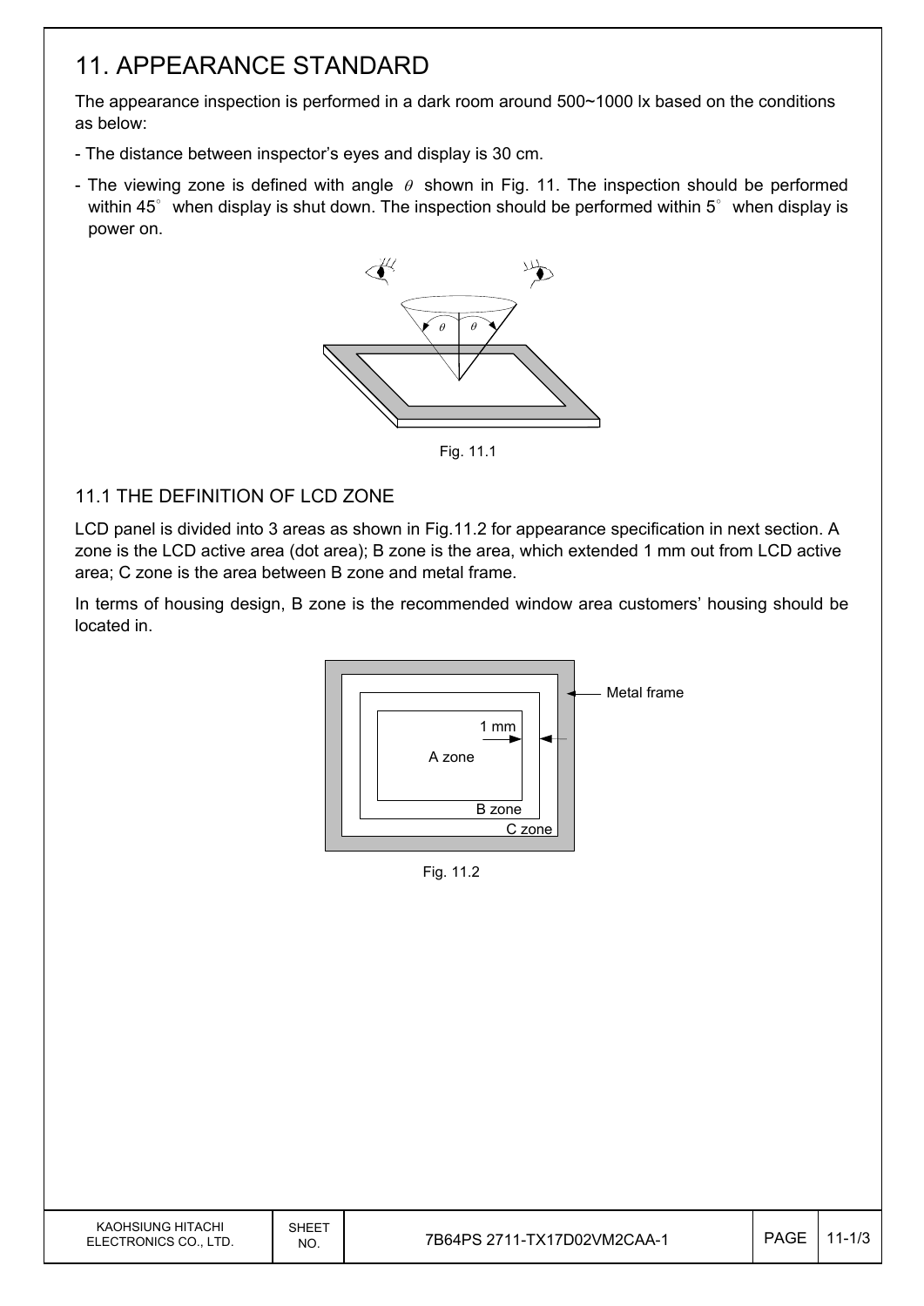# 11. APPEARANCE STANDARD

The appearance inspection is performed in a dark room around 500~1000 lx based on the conditions as below:

- The distance between inspector's eyes and display is 30 cm.
- The viewing zone is defined with angle $\theta$ shown in Fig. 11. The inspection should be performed within 45° when display is shut down. The inspection should be performed within 5° when display is power on.

Fig. 11.1

## 11.1 THE DEFINITION OF LCD ZONE

LCD panel is divided into 3 areas as shown in Fig.11.2 for appearance specification in next section. A zone is the LCD active area (dot area); B zone is the area, which extended 1 mm out from LCD active area; C zone is the area between B zone and metal frame.

In terms of housing design, B zone is the recommended window area customers' housing should be located in.

Fig. 11.2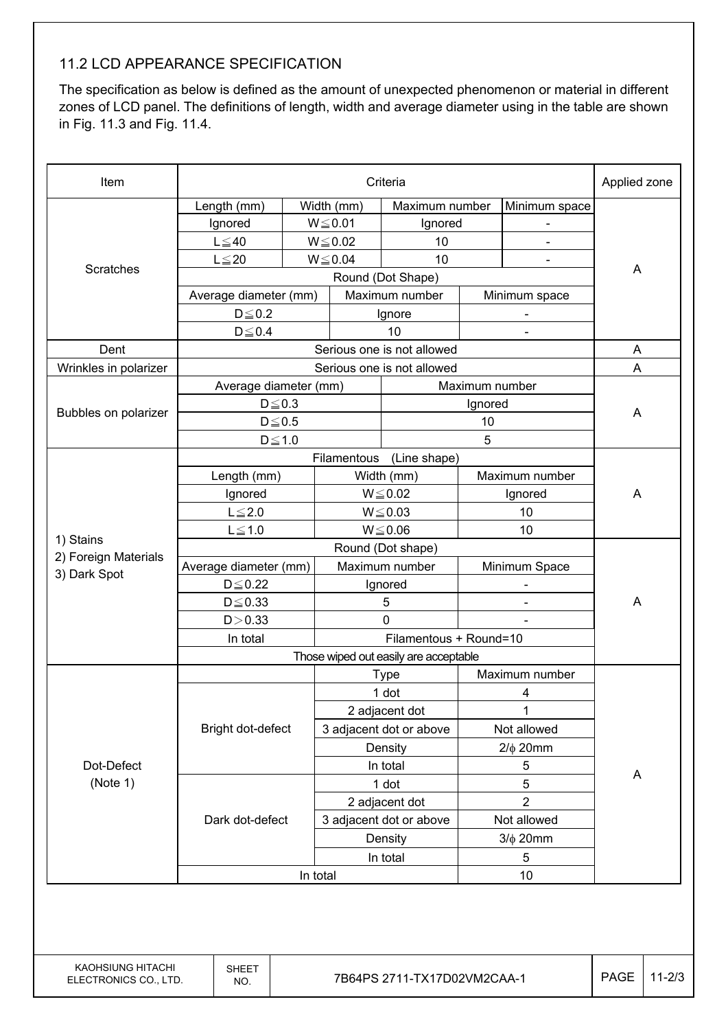## 11.2 LCD APPEARANCE SPECIFICATION

The specification as below is defined as the amount of unexpected phenomenon or material in different zones of LCD panel. The definitions of length, width and average diameter using in the table are shown in Fig. 11.3 and Fig. 11.4.

| Item | Criteria | | | | Applied zone |
|---|---|---|---|---|---|
| Scratches | Length (mm) | Width (mm) | Maximum number | Minimum space | A |
| | Ignored | W≦0.01 | Ignored | - | |
| | L≦40 | W≦0.02 | 10 | - | |
| | L≦20 | W≦0.04 | 10 | - | |
| | Round (Dot Shape) | | | | |
| | Average diameter (mm) | | Maximum number | Minimum space | |
| | D≦0.2 | | Ignore | - | |
| | D≦0.4 | | 10 | - | |
| Dent | Serious one is not allowed | | | | A |
| Wrinkles in polarizer | Serious one is not allowed | | | | A |
| Bubbles on polarizer | Average diameter (mm) | | Maximum number | | A |
| | D≦0.3 | | Ignored | | |
| | D≦0.5 | | 10 | | |
| | D≦1.0 | | 5 | | |
| 1) Stains<br>2) Foreign Materials<br>3) Dark Spot | Filamentous (Line shape) | | | | A |
| | Length (mm) | Width (mm) | Maximum number | | |
| | Ignored | W≦0.02 | Ignored | | |
| | L≦2.0 | W≦0.03 | 10 | | |
| | L≦1.0 | W≦0.06 | 10 | | |
| | Round (Dot shape) | | | | A |
| | Average diameter (mm) | Maximum number | Minimum Space | | |
| | D≦0.22 | Ignored | - | | |
| | D≦0.33 | 5 | - | | |
| | D>0.33 | 0 | - | | |
| | In total | Filamentous + Round=10 | | | |
| | Those wiped out easily are acceptable | | | | |
| Dot-Defect (Note 1) | | Type | Maximum number | | A |
| | Bright dot-defect | 1 dot | 4 | | |
| | | 2 adjacent dot | 1 | | |
| | | 3 adjacent dot or above | Not allowed | | |
| | | Density | 2/ϕ 20mm | | |
| | | In total | 5 | | |
| | Dark dot-defect | 1 dot | 5 | | |
| | | 2 adjacent dot | 2 | | |
| | | 3 adjacent dot or above | Not allowed | | |
| | | Density | 3/ϕ 20mm | | |
| | | In total | 5 | | |
| | In total | | 10 | | |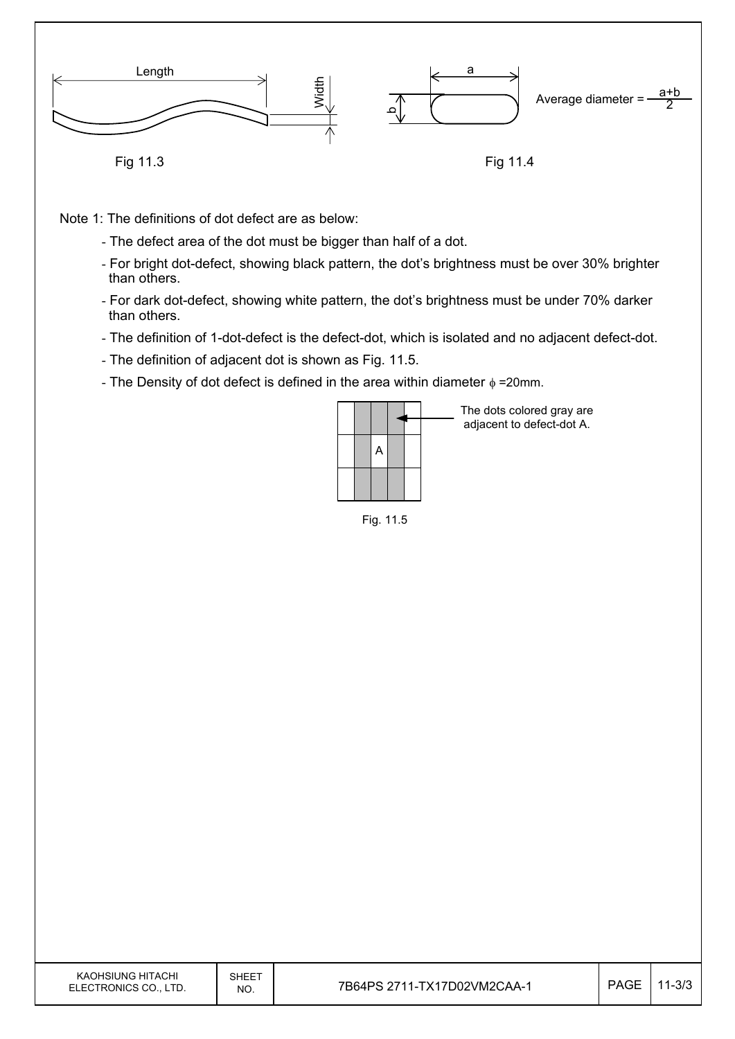Length

Width

Fig 11.3

a

b

Average diameter = $\frac{a+b}{2}$

Fig 11.4

Note 1: The definitions of dot defect are as below:

- The defect area of the dot must be bigger than half of a dot.
- For bright dot-defect, showing black pattern, the dot's brightness must be over 30% brighter than others.
- For dark dot-defect, showing white pattern, the dot's brightness must be under 70% darker than others.
- The definition of 1-dot-defect is the defect-dot, which is isolated and no adjacent defect-dot.
- The definition of adjacent dot is shown as Fig. 11.5.
- The Density of dot defect is defined in the area within diameter $\phi$ =20mm.

The dots colored gray are adjacent to defect-dot A.

A

Fig. 11.5

KAOHSIUNG HITACHI ELECTRONICS CO., LTD. | SHEET NO. 7B64PS 2711-TX17D02VM2CAA-1 | PAGE 11-3/3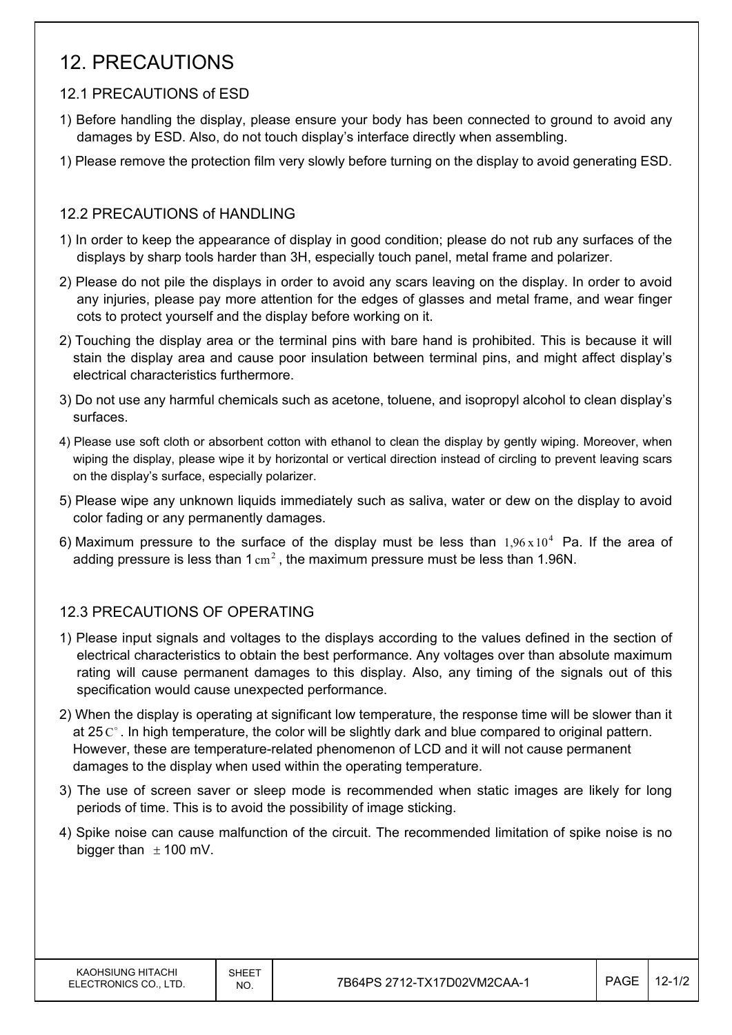# 12. PRECAUTIONS

## 12.1 PRECAUTIONS of ESD

1) Before handling the display, please ensure your body has been connected to ground to avoid any damages by ESD. Also, do not touch display's interface directly when assembling.

1) Please remove the protection film very slowly before turning on the display to avoid generating ESD.

## 12.2 PRECAUTIONS of HANDLING

1) In order to keep the appearance of display in good condition; please do not rub any surfaces of the displays by sharp tools harder than 3H, especially touch panel, metal frame and polarizer.

2) Please do not pile the displays in order to avoid any scars leaving on the display. In order to avoid any injuries, please pay more attention for the edges of glasses and metal frame, and wear finger cots to protect yourself and the display before working on it.

2) Touching the display area or the terminal pins with bare hand is prohibited. This is because it will stain the display area and cause poor insulation between terminal pins, and might affect display's electrical characteristics furthermore.

3) Do not use any harmful chemicals such as acetone, toluene, and isopropyl alcohol to clean display's surfaces.

4) Please use soft cloth or absorbent cotton with ethanol to clean the display by gently wiping. Moreover, when wiping the display, please wipe it by horizontal or vertical direction instead of circling to prevent leaving scars on the display's surface, especially polarizer.

5) Please wipe any unknown liquids immediately such as saliva, water or dew on the display to avoid color fading or any permanently damages.

6) Maximum pressure to the surface of the display must be less than $1{,}96 \times 10^4$ Pa. If the area of adding pressure is less than 1 $cm^2$, the maximum pressure must be less than 1.96N.

## 12.3 PRECAUTIONS OF OPERATING

1) Please input signals and voltages to the displays according to the values defined in the section of electrical characteristics to obtain the best performance. Any voltages over than absolute maximum rating will cause permanent damages to this display. Also, any timing of the signals out of this specification would cause unexpected performance.

2) When the display is operating at significant low temperature, the response time will be slower than it at 25 $C^\circ$. In high temperature, the color will be slightly dark and blue compared to original pattern. However, these are temperature-related phenomenon of LCD and it will not cause permanent damages to the display when used within the operating temperature.

3) The use of screen saver or sleep mode is recommended when static images are likely for long periods of time. This is to avoid the possibility of image sticking.

4) Spike noise can cause malfunction of the circuit. The recommended limitation of spike noise is no bigger than $\pm$ 100 mV.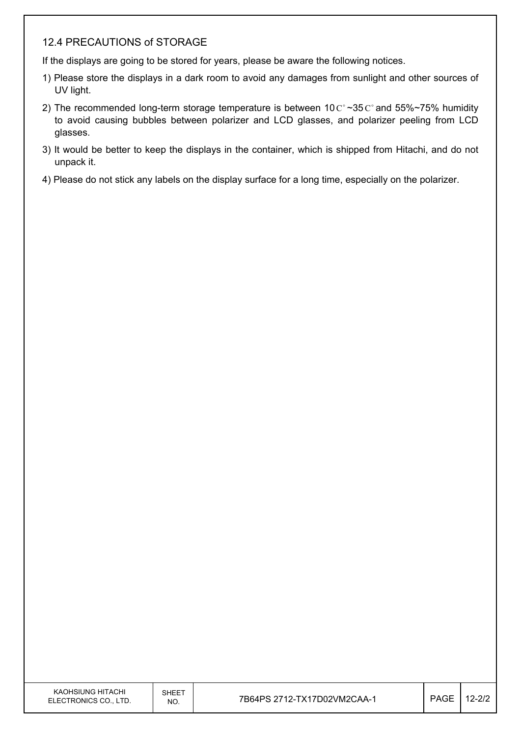### 12.4 PRECAUTIONS of STORAGE

If the displays are going to be stored for years, please be aware the following notices.

1) Please store the displays in a dark room to avoid any damages from sunlight and other sources of UV light.

2) The recommended long-term storage temperature is between 10C°~35C° and 55%~75% humidity to avoid causing bubbles between polarizer and LCD glasses, and polarizer peeling from LCD glasses.

3) It would be better to keep the displays in the container, which is shipped from Hitachi, and do not unpack it.

4) Please do not stick any labels on the display surface for a long time, especially on the polarizer.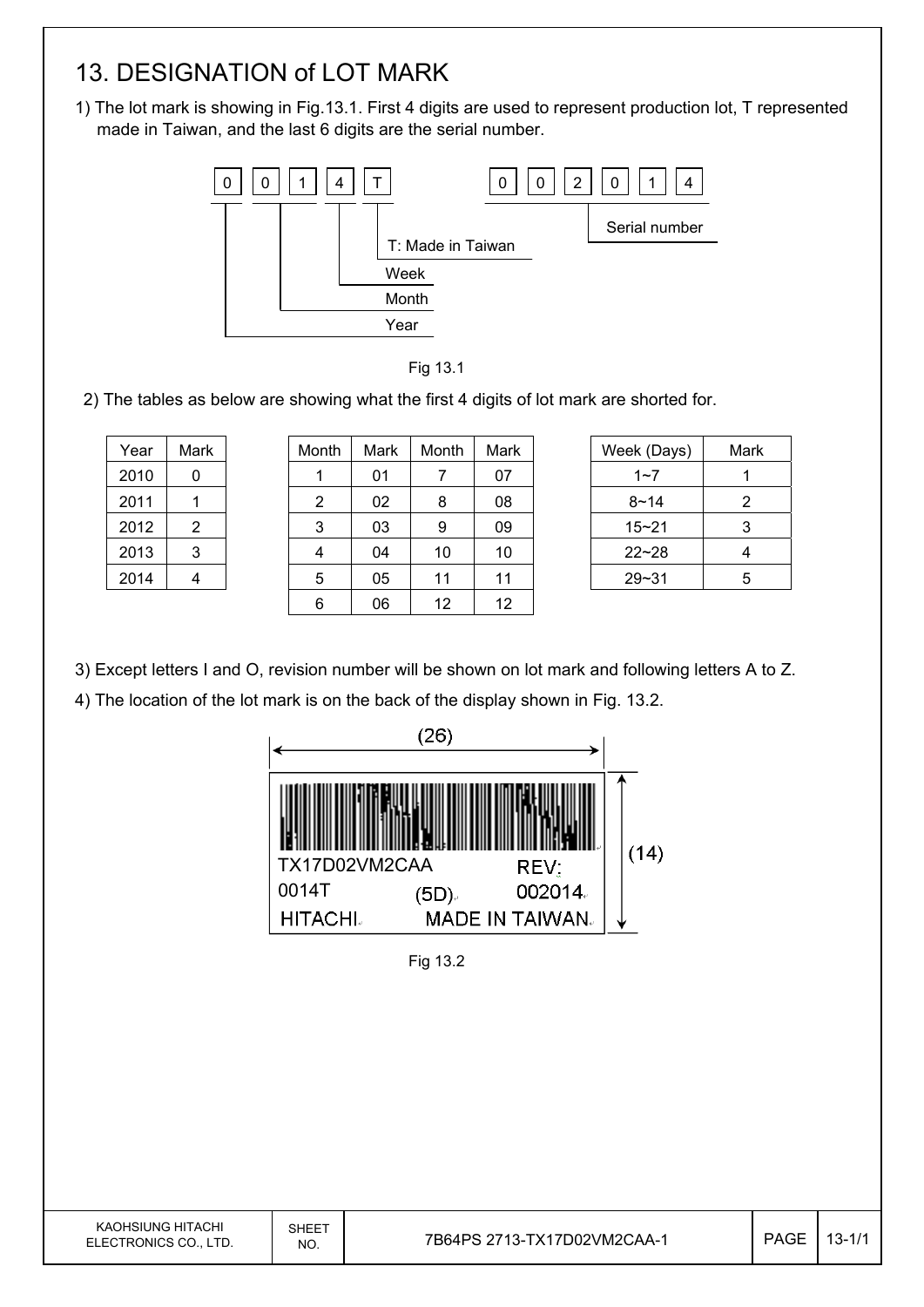# 13. DESIGNATION of LOT MARK

1) The lot mark is showing in Fig.13.1. First 4 digits are used to represent production lot, T represented made in Taiwan, and the last 6 digits are the serial number.

0 0 1 4 T     0 0 2 0 1 4

T: Made in Taiwan

Week

Month

Year

Serial number

Fig 13.1

2) The tables as below are showing what the first 4 digits of lot mark are shorted for.

| Year | Mark |
|---|---|
| 2010 | 0 |
| 2011 | 1 |
| 2012 | 2 |
| 2013 | 3 |
| 2014 | 4 |

| Month | Mark | Month | Mark |
|---|---|---|---|
| 1 | 01 | 7 | 07 |
| 2 | 02 | 8 | 08 |
| 3 | 03 | 9 | 09 |
| 4 | 04 | 10 | 10 |
| 5 | 05 | 11 | 11 |
| 6 | 06 | 12 | 12 |

| Week (Days) | Mark |
|---|---|
| 1~7 | 1 |
| 8~14 | 2 |
| 15~21 | 3 |
| 22~28 | 4 |
| 29~31 | 5 |

3) Except letters I and O, revision number will be shown on lot mark and following letters A to Z.

4) The location of the lot mark is on the back of the display shown in Fig. 13.2.

(26)

(14)

TX17D02VM2CAA REV:

0014T (5D) 002014

HITACHI MADE IN TAIWAN

Fig 13.2